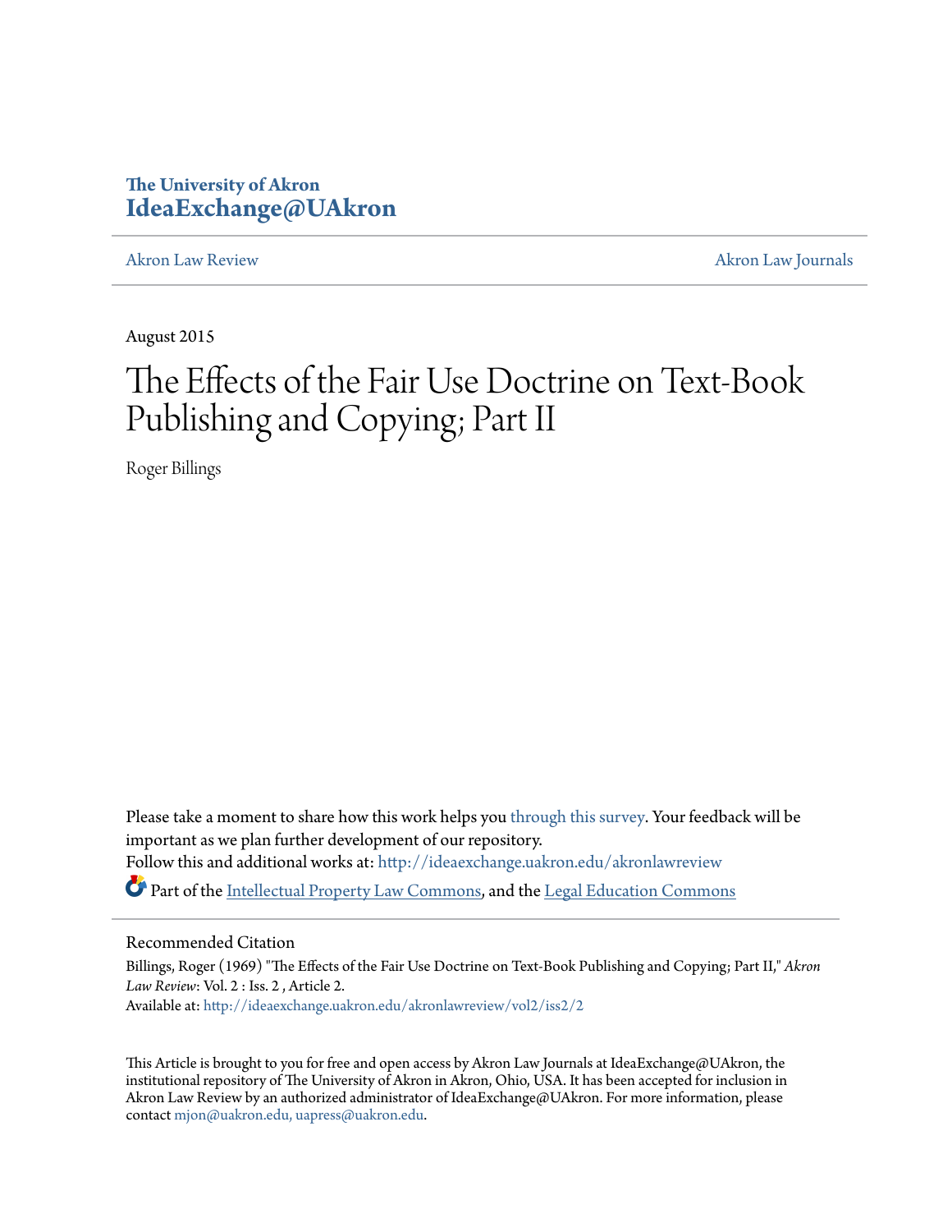The University of Akron
**IdeaExchange@UAkron**

Akron Law Review | Akron Law Journals

August 2015

# The Effects of the Fair Use Doctrine on Text-Book Publishing and Copying; Part II

Roger Billings

Please take a moment to share how this work helps you through this survey. Your feedback will be important as we plan further development of our repository.

Follow this and additional works at: http://ideaexchange.uakron.edu/akronlawreview

Part of the Intellectual Property Law Commons, and the Legal Education Commons

## Recommended Citation

Billings, Roger (1969) "The Effects of the Fair Use Doctrine on Text-Book Publishing and Copying; Part II," *Akron Law Review*: Vol. 2 : Iss. 2 , Article 2.
Available at: http://ideaexchange.uakron.edu/akronlawreview/vol2/iss2/2

This Article is brought to you for free and open access by Akron Law Journals at IdeaExchange@UAkron, the institutional repository of The University of Akron in Akron, Ohio, USA. It has been accepted for inclusion in Akron Law Review by an authorized administrator of IdeaExchange@UAkron. For more information, please contact mjon@uakron.edu, uapress@uakron.edu.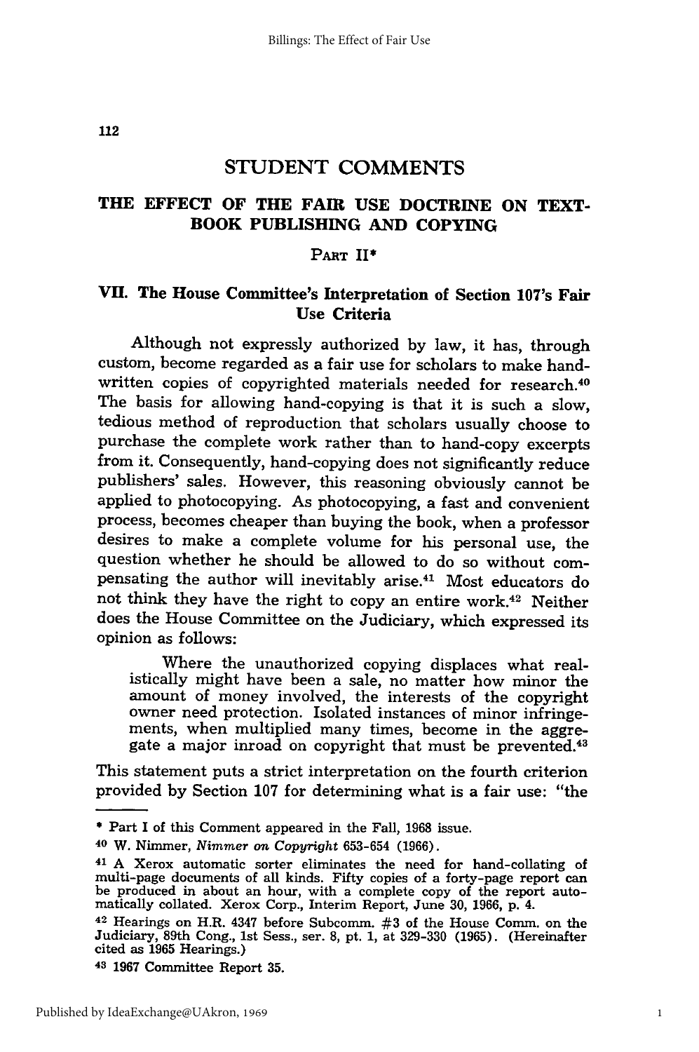## STUDENT COMMENTS

### THE EFFECT OF THE FAIR USE DOCTRINE ON TEXT-BOOK PUBLISHING AND COPYING

PART II*

#### VII. The House Committee's Interpretation of Section 107's Fair Use Criteria

Although not expressly authorized by law, it has, through custom, become regarded as a fair use for scholars to make hand-written copies of copyrighted materials needed for research.[40] The basis for allowing hand-copying is that it is such a slow, tedious method of reproduction that scholars usually choose to purchase the complete work rather than to hand-copy excerpts from it. Consequently, hand-copying does not significantly reduce publishers' sales. However, this reasoning obviously cannot be applied to photocopying. As photocopying, a fast and convenient process, becomes cheaper than buying the book, when a professor desires to make a complete volume for his personal use, the question whether he should be allowed to do so without compensating the author will inevitably arise.[41] Most educators do not think they have the right to copy an entire work.[42] Neither does the House Committee on the Judiciary, which expressed its opinion as follows:

> Where the unauthorized copying displaces what realistically might have been a sale, no matter how minor the amount of money involved, the interests of the copyright owner need protection. Isolated instances of minor infringements, when multiplied many times, become in the aggregate a major inroad on copyright that must be prevented.[43]

This statement puts a strict interpretation on the fourth criterion provided by Section 107 for determining what is a fair use: "the

---

\* Part I of this Comment appeared in the Fall, 1968 issue.

[40] W. Nimmer, *Nimmer on Copyright* 653-654 (1966).

[41] A Xerox automatic sorter eliminates the need for hand-collating of multi-page documents of all kinds. Fifty copies of a forty-page report can be produced in about an hour, with a complete copy of the report automatically collated. Xerox Corp., Interim Report, June 30, 1966, p. 4.

[42] Hearings on H.R. 4347 before Subcomm. #3 of the House Comm. on the Judiciary, 89th Cong., 1st Sess., ser. 8, pt. 1, at 329-330 (1965). (Hereinafter cited as 1965 Hearings.)

[43] **1967 Committee Report 35.**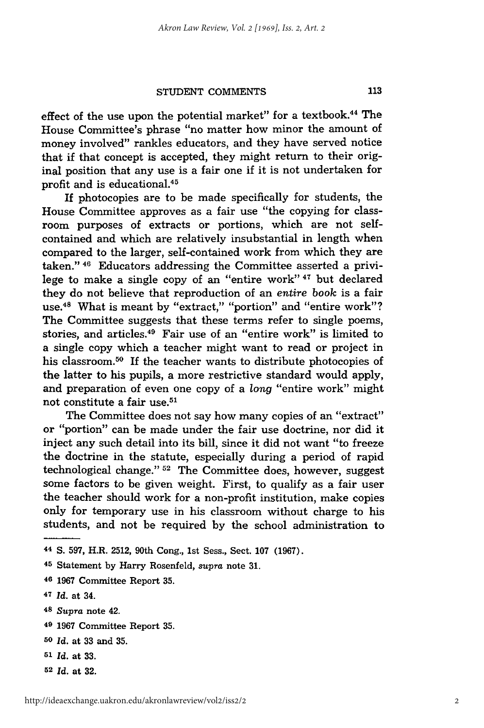effect of the use upon the potential market" for a textbook.[44] The House Committee's phrase "no matter how minor the amount of money involved" rankles educators, and they have served notice that if that concept is accepted, they might return to their original position that any use is a fair one if it is not undertaken for profit and is educational.[45]

If photocopies are to be made specifically for students, the House Committee approves as a fair use "the copying for classroom purposes of extracts or portions, which are not self-contained and which are relatively insubstantial in length when compared to the larger, self-contained work from which they are taken." [46] Educators addressing the Committee asserted a privilege to make a single copy of an "entire work" [47] but declared they do not believe that reproduction of an *entire book* is a fair use.[48] What is meant by "extract," "portion" and "entire work"? The Committee suggests that these terms refer to single poems, stories, and articles.[49] Fair use of an "entire work" is limited to a single copy which a teacher might want to read or project in his classroom.[50] If the teacher wants to distribute photocopies of the latter to his pupils, a more restrictive standard would apply, and preparation of even one copy of a *long* "entire work" might not constitute a fair use.[51]

The Committee does not say how many copies of an "extract" or "portion" can be made under the fair use doctrine, nor did it inject any such detail into its bill, since it did not want "to freeze the doctrine in the statute, especially during a period of rapid technological change." [52] The Committee does, however, suggest some factors to be given weight. First, to qualify as a fair user the teacher should work for a non-profit institution, make copies only for temporary use in his classroom without charge to his students, and not be required by the school administration to

---

[44] S. 597, H.R. 2512, 90th Cong., 1st Sess., Sect. 107 (1967).

[45] Statement by Harry Rosenfeld, *supra* note 31.

[46] 1967 Committee Report 35.

[47] *Id.* at 34.

[48] *Supra* note 42.

[49] 1967 Committee Report 35.

[50] *Id.* at 33 and 35.

[51] *Id.* at 33.

[52] *Id.* at 32.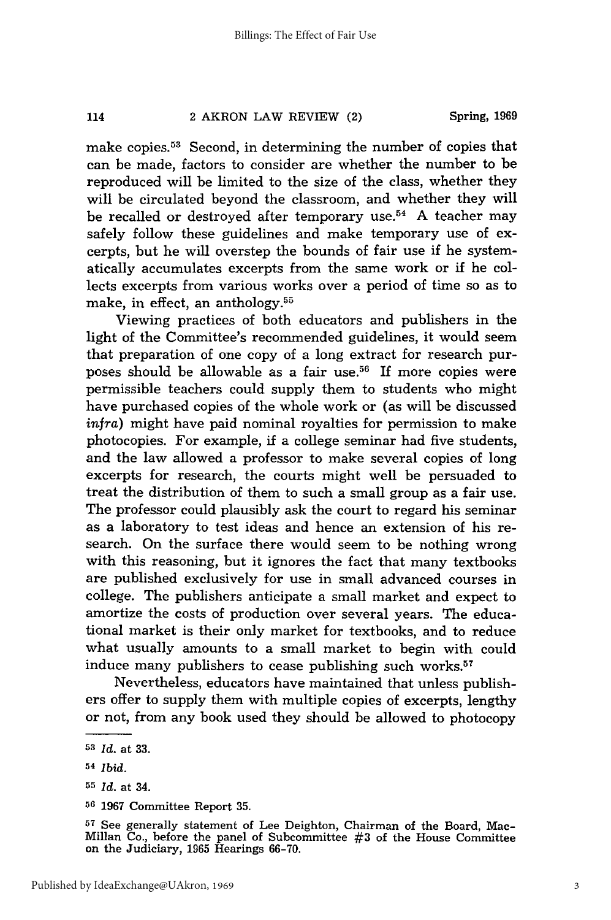make copies.[53] Second, in determining the number of copies that can be made, factors to consider are whether the number to be reproduced will be limited to the size of the class, whether they will be circulated beyond the classroom, and whether they will be recalled or destroyed after temporary use.[54] A teacher may safely follow these guidelines and make temporary use of excerpts, but he will overstep the bounds of fair use if he systematically accumulates excerpts from the same work or if he collects excerpts from various works over a period of time so as to make, in effect, an anthology.[55]

Viewing practices of both educators and publishers in the light of the Committee's recommended guidelines, it would seem that preparation of one copy of a long extract for research purposes should be allowable as a fair use.[56] If more copies were permissible teachers could supply them to students who might have purchased copies of the whole work or (as will be discussed *infra*) might have paid nominal royalties for permission to make photocopies. For example, if a college seminar had five students, and the law allowed a professor to make several copies of long excerpts for research, the courts might well be persuaded to treat the distribution of them to such a small group as a fair use. The professor could plausibly ask the court to regard his seminar as a laboratory to test ideas and hence an extension of his research. On the surface there would seem to be nothing wrong with this reasoning, but it ignores the fact that many textbooks are published exclusively for use in small advanced courses in college. The publishers anticipate a small market and expect to amortize the costs of production over several years. The educational market is their only market for textbooks, and to reduce what usually amounts to a small market to begin with could induce many publishers to cease publishing such works.[57]

Nevertheless, educators have maintained that unless publishers offer to supply them with multiple copies of excerpts, lengthy or not, from any book used they should be allowed to photocopy

---

[53] *Id.* at 33.

[54] *Ibid.*

[55] *Id.* at 34.

[56] 1967 Committee Report 35.

[57] See generally statement of Lee Deighton, Chairman of the Board, MacMillan Co., before the panel of Subcommittee #3 of the House Committee on the Judiciary, 1965 Hearings 66-70.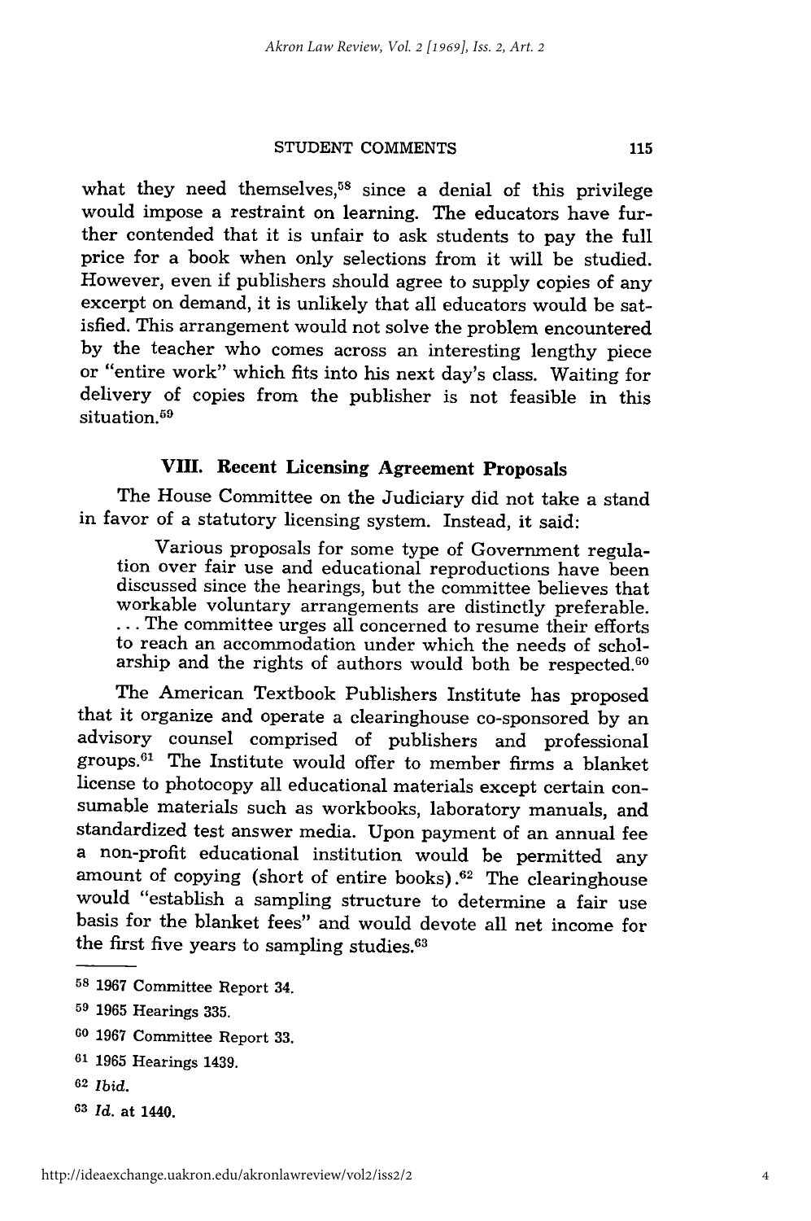what they need themselves,[58] since a denial of this privilege would impose a restraint on learning. The educators have further contended that it is unfair to ask students to pay the full price for a book when only selections from it will be studied. However, even if publishers should agree to supply copies of any excerpt on demand, it is unlikely that all educators would be satisfied. This arrangement would not solve the problem encountered by the teacher who comes across an interesting lengthy piece or "entire work" which fits into his next day's class. Waiting for delivery of copies from the publisher is not feasible in this situation.[59]

## VIII. Recent Licensing Agreement Proposals

The House Committee on the Judiciary did not take a stand in favor of a statutory licensing system. Instead, it said:

> Various proposals for some type of Government regulation over fair use and educational reproductions have been discussed since the hearings, but the committee believes that workable voluntary arrangements are distinctly preferable. ... The committee urges all concerned to resume their efforts to reach an accommodation under which the needs of scholarship and the rights of authors would both be respected.[60]

The American Textbook Publishers Institute has proposed that it organize and operate a clearinghouse co-sponsored by an advisory counsel comprised of publishers and professional groups.[61] The Institute would offer to member firms a blanket license to photocopy all educational materials except certain consumable materials such as workbooks, laboratory manuals, and standardized test answer media. Upon payment of an annual fee a non-profit educational institution would be permitted any amount of copying (short of entire books).[62] The clearinghouse would "establish a sampling structure to determine a fair use basis for the blanket fees" and would devote all net income for the first five years to sampling studies.[63]

---

[58] 1967 Committee Report 34.

[59] 1965 Hearings 335.

[60] 1967 Committee Report 33.

[61] 1965 Hearings 1439.

[62] *Ibid.*

[63] *Id.* at 1440.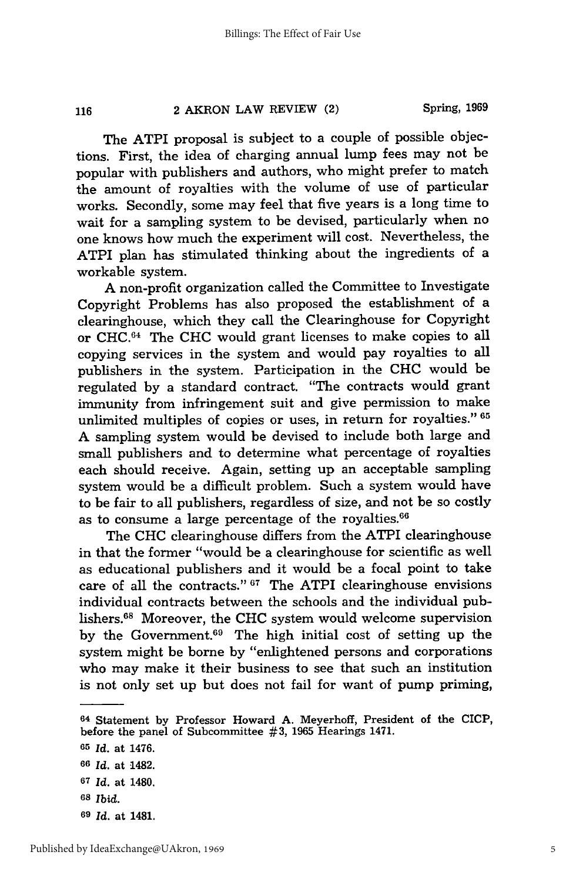The ATPI proposal is subject to a couple of possible objections. First, the idea of charging annual lump fees may not be popular with publishers and authors, who might prefer to match the amount of royalties with the volume of use of particular works. Secondly, some may feel that five years is a long time to wait for a sampling system to be devised, particularly when no one knows how much the experiment will cost. Nevertheless, the ATPI plan has stimulated thinking about the ingredients of a workable system.

A non-profit organization called the Committee to Investigate Copyright Problems has also proposed the establishment of a clearinghouse, which they call the Clearinghouse for Copyright or CHC.[64] The CHC would grant licenses to make copies to all copying services in the system and would pay royalties to all publishers in the system. Participation in the CHC would be regulated by a standard contract. "The contracts would grant immunity from infringement suit and give permission to make unlimited multiples of copies or uses, in return for royalties."[65] A sampling system would be devised to include both large and small publishers and to determine what percentage of royalties each should receive. Again, setting up an acceptable sampling system would be a difficult problem. Such a system would have to be fair to all publishers, regardless of size, and not be so costly as to consume a large percentage of the royalties.[66]

The CHC clearinghouse differs from the ATPI clearinghouse in that the former "would be a clearinghouse for scientific as well as educational publishers and it would be a focal point to take care of all the contracts."[67] The ATPI clearinghouse envisions individual contracts between the schools and the individual publishers.[68] Moreover, the CHC system would welcome supervision by the Government.[69] The high initial cost of setting up the system might be borne by "enlightened persons and corporations who may make it their business to see that such an institution is not only set up but does not fail for want of pump priming,

---

[64] Statement by Professor Howard A. Meyerhoff, President of the CICP, before the panel of Subcommittee #3, 1965 Hearings 1471.

[65] *Id.* at 1476.

[66] *Id.* at 1482.

[67] *Id.* at 1480.

[68] *Ibid.*

[69] *Id.* at 1481.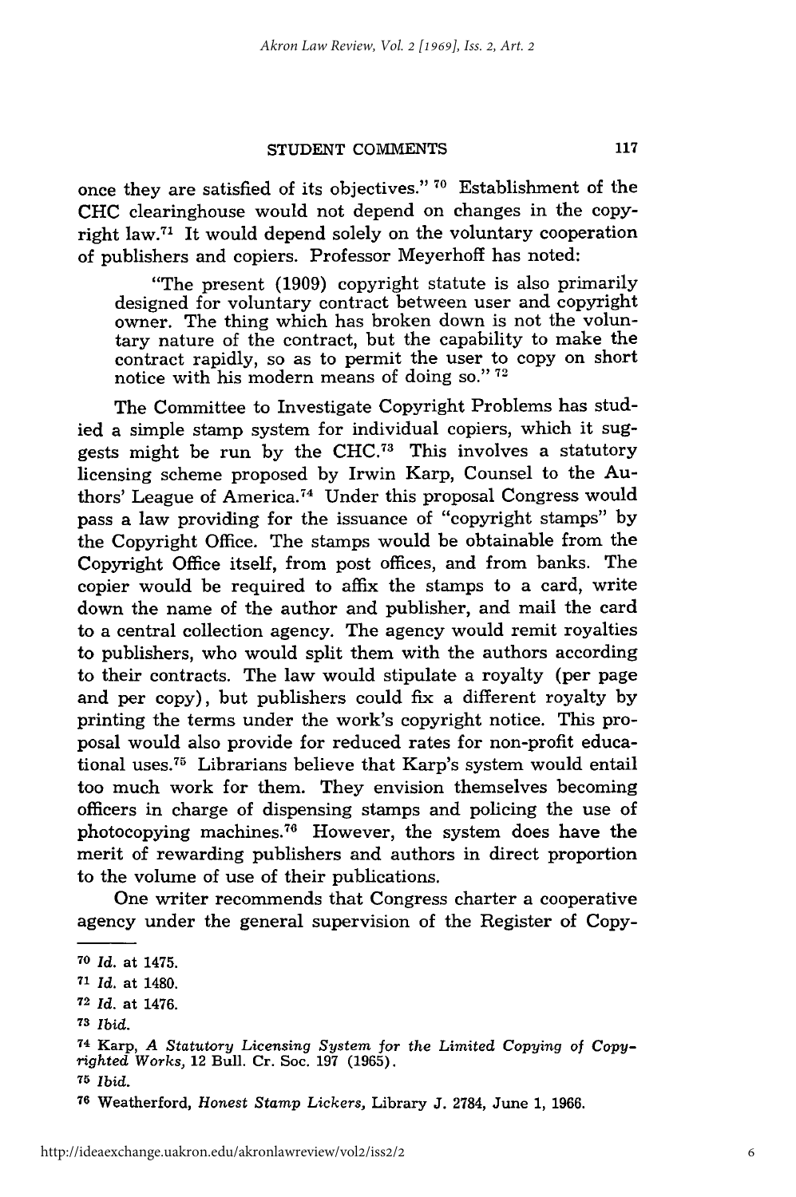once they are satisfied of its objectives." [70] Establishment of the CHC clearinghouse would not depend on changes in the copyright law.[71] It would depend solely on the voluntary cooperation of publishers and copiers. Professor Meyerhoff has noted:

> "The present (1909) copyright statute is also primarily designed for voluntary contract between user and copyright owner. The thing which has broken down is not the voluntary nature of the contract, but the capability to make the contract rapidly, so as to permit the user to copy on short notice with his modern means of doing so." [72]

The Committee to Investigate Copyright Problems has studied a simple stamp system for individual copiers, which it suggests might be run by the CHC.[73] This involves a statutory licensing scheme proposed by Irwin Karp, Counsel to the Authors' League of America.[74] Under this proposal Congress would pass a law providing for the issuance of "copyright stamps" by the Copyright Office. The stamps would be obtainable from the Copyright Office itself, from post offices, and from banks. The copier would be required to affix the stamps to a card, write down the name of the author and publisher, and mail the card to a central collection agency. The agency would remit royalties to publishers, who would split them with the authors according to their contracts. The law would stipulate a royalty (per page and per copy), but publishers could fix a different royalty by printing the terms under the work's copyright notice. This proposal would also provide for reduced rates for non-profit educational uses.[75] Librarians believe that Karp's system would entail too much work for them. They envision themselves becoming officers in charge of dispensing stamps and policing the use of photocopying machines.[76] However, the system does have the merit of rewarding publishers and authors in direct proportion to the volume of use of their publications.

One writer recommends that Congress charter a cooperative agency under the general supervision of the Register of Copy-

---

[70] *Id.* at 1475.

[71] *Id.* at 1480.

[72] *Id.* at 1476.

[73] *Ibid.*

[74] Karp, *A Statutory Licensing System for the Limited Copying of Copyrighted Works,* 12 Bull. Cr. Soc. 197 (1965).

[75] *Ibid.*

[76] Weatherford, *Honest Stamp Lickers,* Library J. 2784, June 1, 1966.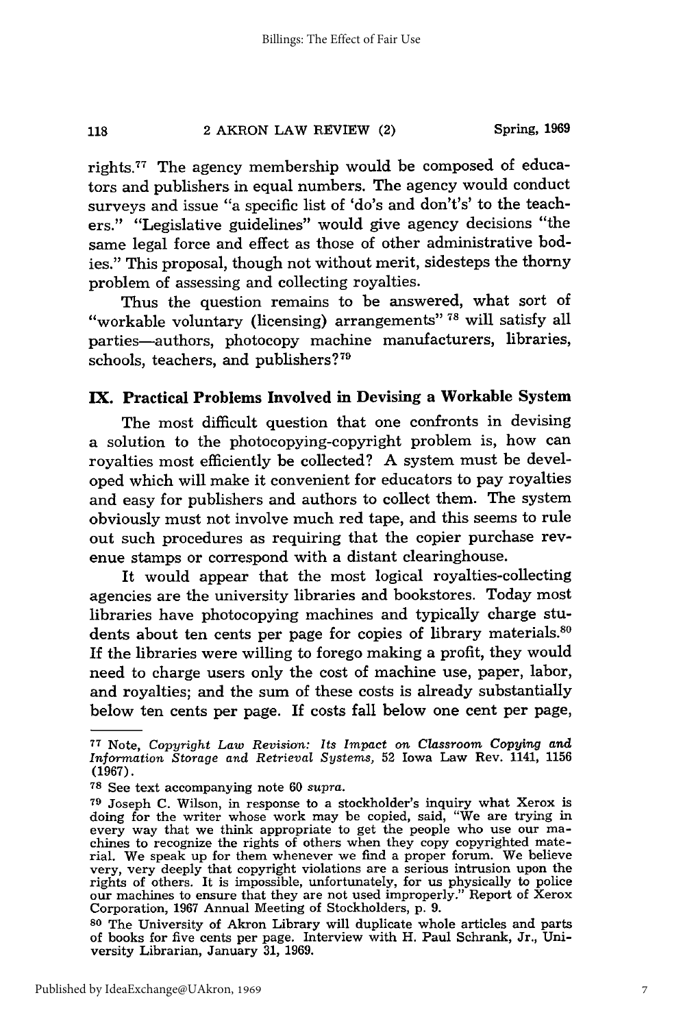rights.[77] The agency membership would be composed of educators and publishers in equal numbers. The agency would conduct surveys and issue "a specific list of 'do's and don't's' to the teachers." "Legislative guidelines" would give agency decisions "the same legal force and effect as those of other administrative bodies." This proposal, though not without merit, sidesteps the thorny problem of assessing and collecting royalties.

Thus the question remains to be answered, what sort of "workable voluntary (licensing) arrangements" [78] will satisfy all parties—authors, photocopy machine manufacturers, libraries, schools, teachers, and publishers?[79]

## IX. Practical Problems Involved in Devising a Workable System

The most difficult question that one confronts in devising a solution to the photocopying-copyright problem is, how can royalties most efficiently be collected? A system must be developed which will make it convenient for educators to pay royalties and easy for publishers and authors to collect them. The system obviously must not involve much red tape, and this seems to rule out such procedures as requiring that the copier purchase revenue stamps or correspond with a distant clearinghouse.

It would appear that the most logical royalties-collecting agencies are the university libraries and bookstores. Today most libraries have photocopying machines and typically charge students about ten cents per page for copies of library materials.[80] If the libraries were willing to forego making a profit, they would need to charge users only the cost of machine use, paper, labor, and royalties; and the sum of these costs is already substantially below ten cents per page. If costs fall below one cent per page,

---

[77] Note, *Copyright Law Revision: Its Impact on Classroom Copying and Information Storage and Retrieval Systems,* 52 Iowa Law Rev. 1141, 1156 (1967).

[78] See text accompanying note 60 *supra.*

[79] Joseph C. Wilson, in response to a stockholder's inquiry what Xerox is doing for the writer whose work may be copied, said, "We are trying in every way that we think appropriate to get the people who use our machines to recognize the rights of others when they copy copyrighted material. We speak up for them whenever we find a proper forum. We believe very, very deeply that copyright violations are a serious intrusion upon the rights of others. It is impossible, unfortunately, for us physically to police our machines to ensure that they are not used improperly." Report of Xerox Corporation, 1967 Annual Meeting of Stockholders, p. 9.

[80] The University of Akron Library will duplicate whole articles and parts of books for five cents per page. Interview with H. Paul Schrank, Jr., University Librarian, January 31, 1969.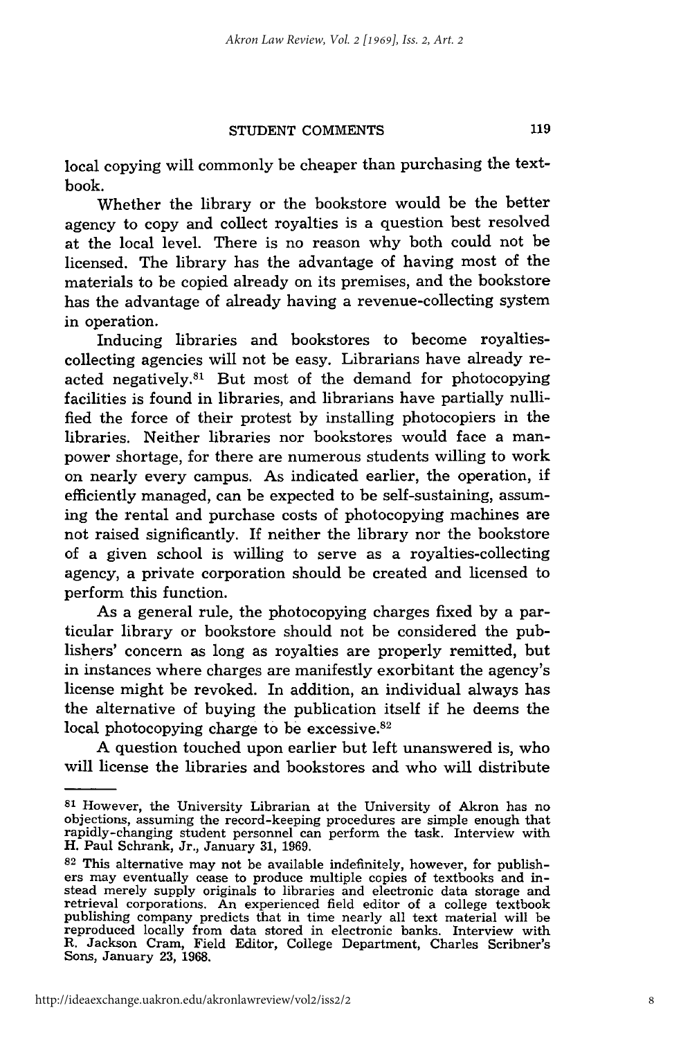local copying will commonly be cheaper than purchasing the textbook.

Whether the library or the bookstore would be the better agency to copy and collect royalties is a question best resolved at the local level. There is no reason why both could not be licensed. The library has the advantage of having most of the materials to be copied already on its premises, and the bookstore has the advantage of already having a revenue-collecting system in operation.

Inducing libraries and bookstores to become royalties-collecting agencies will not be easy. Librarians have already reacted negatively.[81] But most of the demand for photocopying facilities is found in libraries, and librarians have partially nullified the force of their protest by installing photocopiers in the libraries. Neither libraries nor bookstores would face a manpower shortage, for there are numerous students willing to work on nearly every campus. As indicated earlier, the operation, if efficiently managed, can be expected to be self-sustaining, assuming the rental and purchase costs of photocopying machines are not raised significantly. If neither the library nor the bookstore of a given school is willing to serve as a royalties-collecting agency, a private corporation should be created and licensed to perform this function.

As a general rule, the photocopying charges fixed by a particular library or bookstore should not be considered the publishers' concern as long as royalties are properly remitted, but in instances where charges are manifestly exorbitant the agency's license might be revoked. In addition, an individual always has the alternative of buying the publication itself if he deems the local photocopying charge to be excessive.[82]

A question touched upon earlier but left unanswered is, who will license the libraries and bookstores and who will distribute

---

[81] However, the University Librarian at the University of Akron has no objections, assuming the record-keeping procedures are simple enough that rapidly-changing student personnel can perform the task. Interview with H. Paul Schrank, Jr., January 31, 1969.

[82] This alternative may not be available indefinitely, however, for publishers may eventually cease to produce multiple copies of textbooks and instead merely supply originals to libraries and electronic data storage and retrieval corporations. An experienced field editor of a college textbook publishing company predicts that in time nearly all text material will be reproduced locally from data stored in electronic banks. Interview with R. Jackson Cram, Field Editor, College Department, Charles Scribner's Sons, January 23, 1968.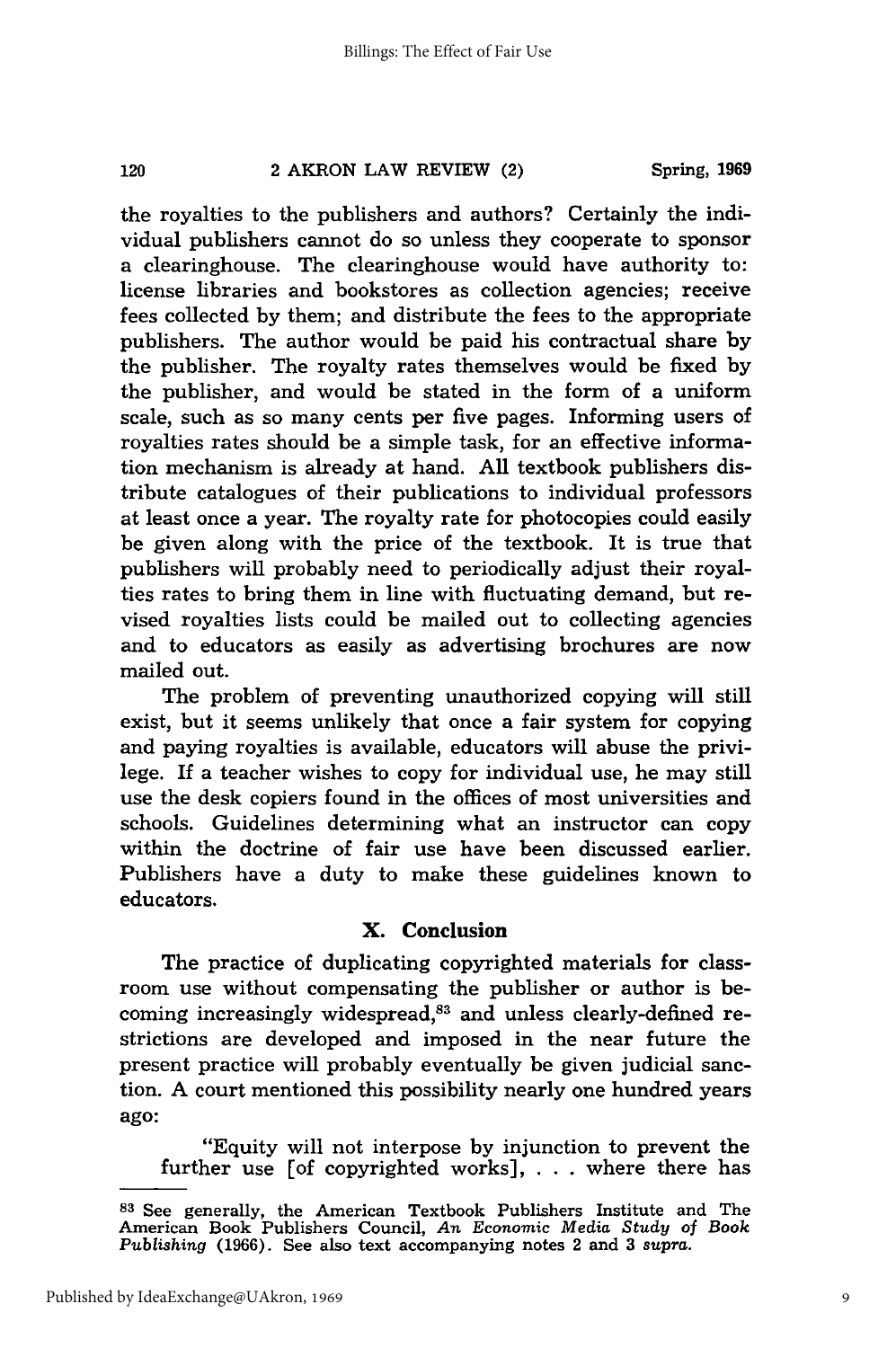the royalties to the publishers and authors? Certainly the individual publishers cannot do so unless they cooperate to sponsor a clearinghouse. The clearinghouse would have authority to: license libraries and bookstores as collection agencies; receive fees collected by them; and distribute the fees to the appropriate publishers. The author would be paid his contractual share by the publisher. The royalty rates themselves would be fixed by the publisher, and would be stated in the form of a uniform scale, such as so many cents per five pages. Informing users of royalties rates should be a simple task, for an effective information mechanism is already at hand. All textbook publishers distribute catalogues of their publications to individual professors at least once a year. The royalty rate for photocopies could easily be given along with the price of the textbook. It is true that publishers will probably need to periodically adjust their royalties rates to bring them in line with fluctuating demand, but revised royalties lists could be mailed out to collecting agencies and to educators as easily as advertising brochures are now mailed out.

The problem of preventing unauthorized copying will still exist, but it seems unlikely that once a fair system for copying and paying royalties is available, educators will abuse the privilege. If a teacher wishes to copy for individual use, he may still use the desk copiers found in the offices of most universities and schools. Guidelines determining what an instructor can copy within the doctrine of fair use have been discussed earlier. Publishers have a duty to make these guidelines known to educators.

## X. Conclusion

The practice of duplicating copyrighted materials for classroom use without compensating the publisher or author is becoming increasingly widespread,[83] and unless clearly-defined restrictions are developed and imposed in the near future the present practice will probably eventually be given judicial sanction. A court mentioned this possibility nearly one hundred years ago:

> "Equity will not interpose by injunction to prevent the further use [of copyrighted works], . . . where there has

---

[83] See generally, the American Textbook Publishers Institute and The American Book Publishers Council, *An Economic Media Study of Book Publishing* (1966). See also text accompanying notes 2 and 3 *supra.*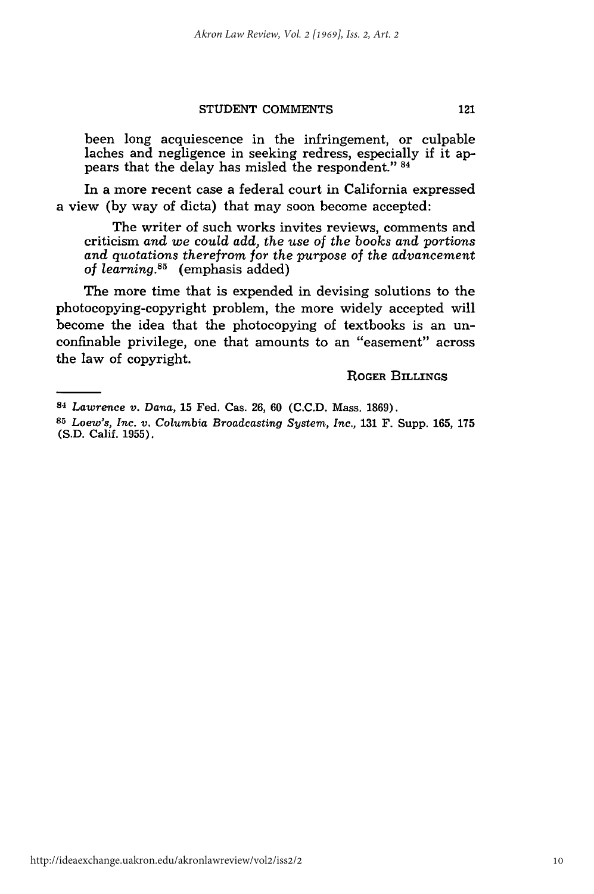been long acquiescence in the infringement, or culpable laches and negligence in seeking redress, especially if it appears that the delay has misled the respondent."[84]

In a more recent case a federal court in California expressed a view (by way of dicta) that may soon become accepted:

> The writer of such works invites reviews, comments and criticism *and we could add, the use of the books and portions and quotations therefrom for the purpose of the advancement of learning.*[85] (emphasis added)

The more time that is expended in devising solutions to the photocopying-copyright problem, the more widely accepted will become the idea that the photocopying of textbooks is an unconfinable privilege, one that amounts to an "easement" across the law of copyright.

ROGER BILLINGS

---

[84] *Lawrence v. Dana,* 15 Fed. Cas. 26, 60 (C.C.D. Mass. 1869).

[85] *Loew's, Inc. v. Columbia Broadcasting System, Inc.,* 131 F. Supp. 165, 175 (S.D. Calif. 1955).